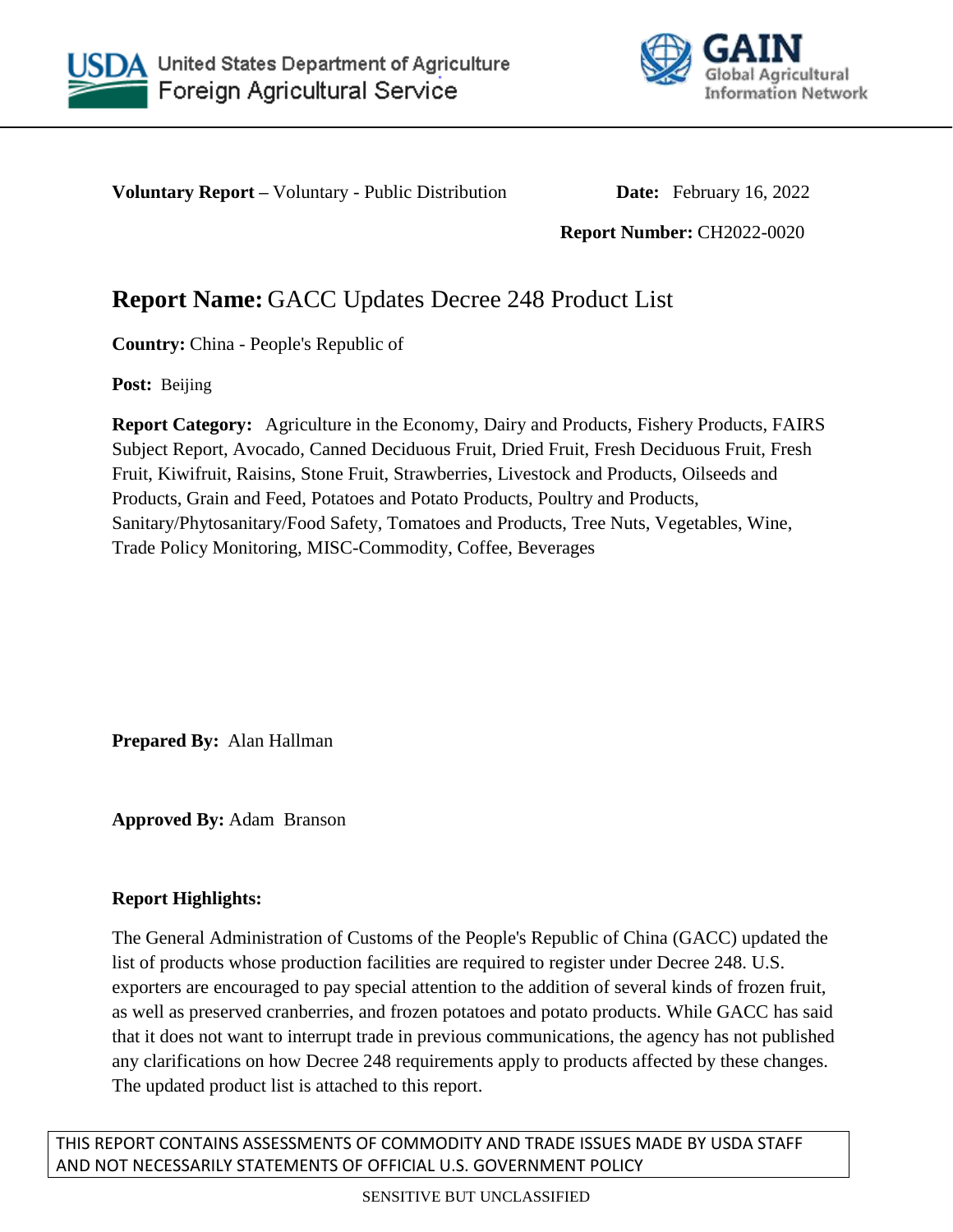United States Department of Agriculture
Foreign Agricultural Service

GAIN Global Agricultural Information Network

**Voluntary Report –** Voluntary - Public Distribution **Date:** February 16, 2022

**Report Number:** CH2022-0020

# **Report Name:** GACC Updates Decree 248 Product List

**Country:** China - People's Republic of

**Post:** Beijing

**Report Category:** Agriculture in the Economy, Dairy and Products, Fishery Products, FAIRS Subject Report, Avocado, Canned Deciduous Fruit, Dried Fruit, Fresh Deciduous Fruit, Fresh Fruit, Kiwifruit, Raisins, Stone Fruit, Strawberries, Livestock and Products, Oilseeds and Products, Grain and Feed, Potatoes and Potato Products, Poultry and Products, Sanitary/Phytosanitary/Food Safety, Tomatoes and Products, Tree Nuts, Vegetables, Wine, Trade Policy Monitoring, MISC-Commodity, Coffee, Beverages

**Prepared By:** Alan Hallman

**Approved By:** Adam Branson

**Report Highlights:**

The General Administration of Customs of the People's Republic of China (GACC) updated the list of products whose production facilities are required to register under Decree 248. U.S. exporters are encouraged to pay special attention to the addition of several kinds of frozen fruit, as well as preserved cranberries, and frozen potatoes and potato products. While GACC has said that it does not want to interrupt trade in previous communications, the agency has not published any clarifications on how Decree 248 requirements apply to products affected by these changes. The updated product list is attached to this report.

THIS REPORT CONTAINS ASSESSMENTS OF COMMODITY AND TRADE ISSUES MADE BY USDA STAFF AND NOT NECESSARILY STATEMENTS OF OFFICIAL U.S. GOVERNMENT POLICY

SENSITIVE BUT UNCLASSIFIED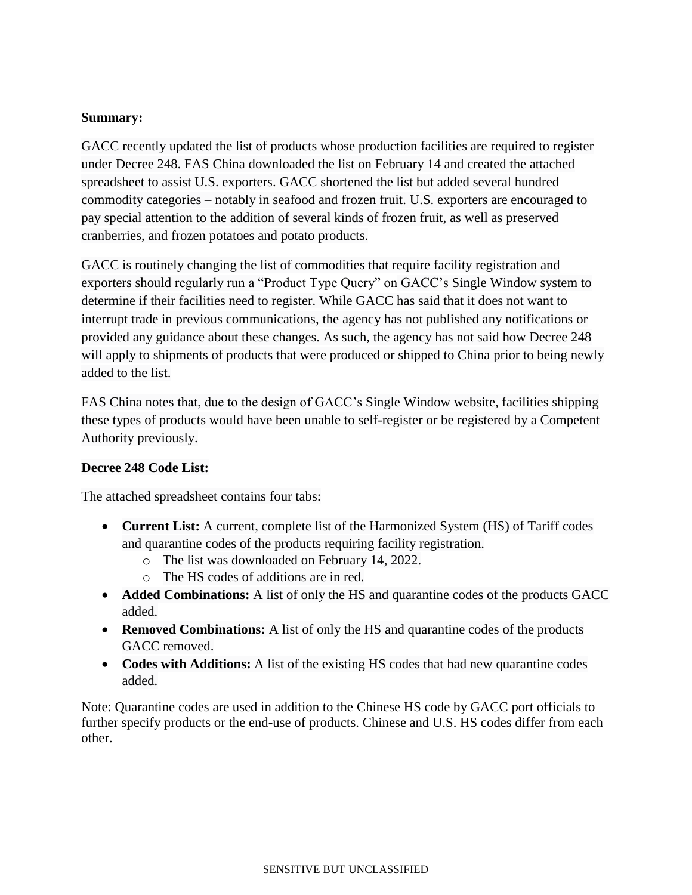**Summary:**

GACC recently updated the list of products whose production facilities are required to register under Decree 248. FAS China downloaded the list on February 14 and created the attached spreadsheet to assist U.S. exporters. GACC shortened the list but added several hundred commodity categories – notably in seafood and frozen fruit. U.S. exporters are encouraged to pay special attention to the addition of several kinds of frozen fruit, as well as preserved cranberries, and frozen potatoes and potato products.

GACC is routinely changing the list of commodities that require facility registration and exporters should regularly run a "Product Type Query" on GACC's Single Window system to determine if their facilities need to register. While GACC has said that it does not want to interrupt trade in previous communications, the agency has not published any notifications or provided any guidance about these changes. As such, the agency has not said how Decree 248 will apply to shipments of products that were produced or shipped to China prior to being newly added to the list.

FAS China notes that, due to the design of GACC's Single Window website, facilities shipping these types of products would have been unable to self-register or be registered by a Competent Authority previously.

**Decree 248 Code List:**

The attached spreadsheet contains four tabs:

- **Current List:** A current, complete list of the Harmonized System (HS) of Tariff codes and quarantine codes of the products requiring facility registration.
  - The list was downloaded on February 14, 2022.
  - The HS codes of additions are in red.
- **Added Combinations:** A list of only the HS and quarantine codes of the products GACC added.
- **Removed Combinations:** A list of only the HS and quarantine codes of the products GACC removed.
- **Codes with Additions:** A list of the existing HS codes that had new quarantine codes added.

Note: Quarantine codes are used in addition to the Chinese HS code by GACC port officials to further specify products or the end-use of products. Chinese and U.S. HS codes differ from each other.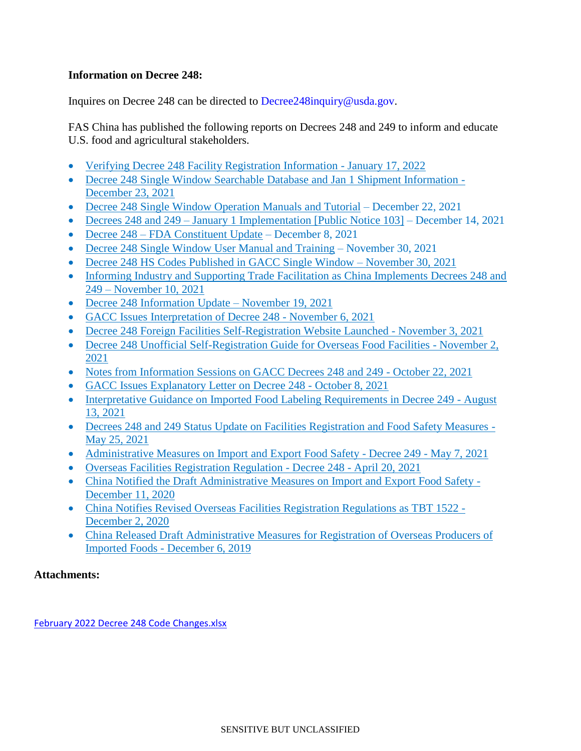**Information on Decree 248:**

Inquires on Decree 248 can be directed to Decree248inquiry@usda.gov.

FAS China has published the following reports on Decrees 248 and 249 to inform and educate U.S. food and agricultural stakeholders.

- Verifying Decree 248 Facility Registration Information - January 17, 2022
- Decree 248 Single Window Searchable Database and Jan 1 Shipment Information - December 23, 2021
- Decree 248 Single Window Operation Manuals and Tutorial – December 22, 2021
- Decrees 248 and 249 – January 1 Implementation [Public Notice 103] – December 14, 2021
- Decree 248 – FDA Constituent Update – December 8, 2021
- Decree 248 Single Window User Manual and Training – November 30, 2021
- Decree 248 HS Codes Published in GACC Single Window – November 30, 2021
- Informing Industry and Supporting Trade Facilitation as China Implements Decrees 248 and 249 – November 10, 2021
- Decree 248 Information Update – November 19, 2021
- GACC Issues Interpretation of Decree 248 - November 6, 2021
- Decree 248 Foreign Facilities Self-Registration Website Launched - November 3, 2021
- Decree 248 Unofficial Self-Registration Guide for Overseas Food Facilities - November 2, 2021
- Notes from Information Sessions on GACC Decrees 248 and 249 - October 22, 2021
- GACC Issues Explanatory Letter on Decree 248 - October 8, 2021
- Interpretative Guidance on Imported Food Labeling Requirements in Decree 249 - August 13, 2021
- Decrees 248 and 249 Status Update on Facilities Registration and Food Safety Measures - May 25, 2021
- Administrative Measures on Import and Export Food Safety - Decree 249 - May 7, 2021
- Overseas Facilities Registration Regulation - Decree 248 - April 20, 2021
- China Notified the Draft Administrative Measures on Import and Export Food Safety - December 11, 2020
- China Notifies Revised Overseas Facilities Registration Regulations as TBT 1522 - December 2, 2020
- China Released Draft Administrative Measures for Registration of Overseas Producers of Imported Foods - December 6, 2019

**Attachments:**

February 2022 Decree 248 Code Changes.xlsx